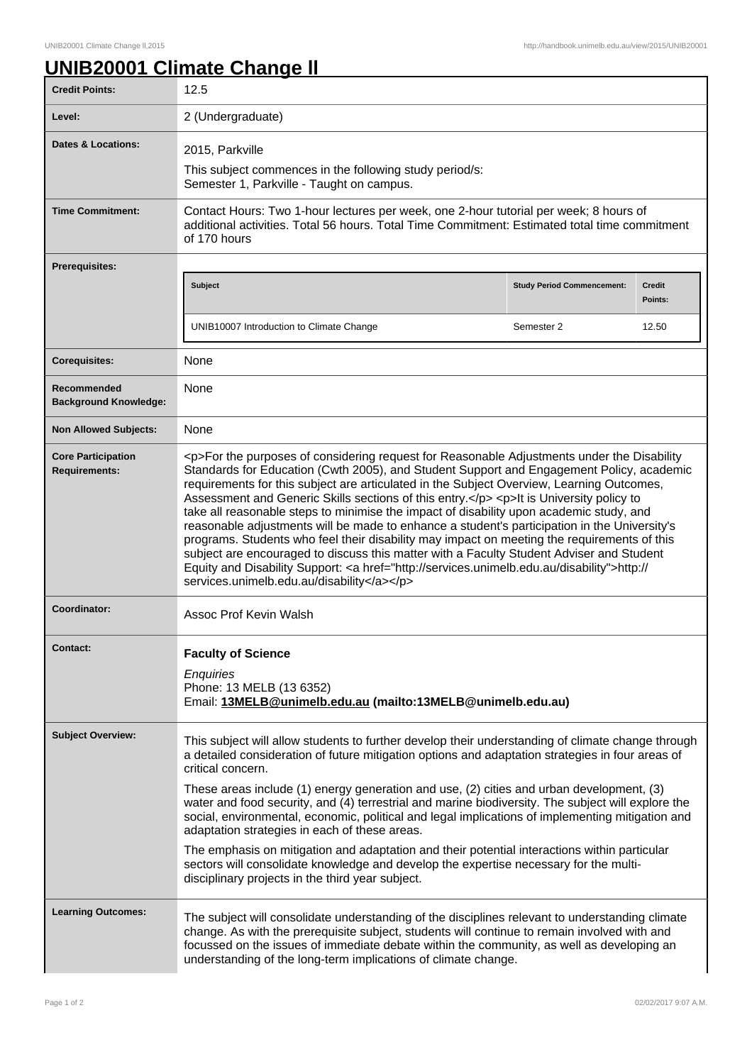# UNIB20001 Climate Change ll

| | |
|---|---|
| **Credit Points:** | 12.5 |
| **Level:** | 2 (Undergraduate) |
| **Dates & Locations:** | 2015, Parkville<br>This subject commences in the following study period/s:<br>Semester 1, Parkville - Taught on campus. |
| **Time Commitment:** | Contact Hours: Two 1-hour lectures per week, one 2-hour tutorial per week; 8 hours of additional activities. Total 56 hours. Total Time Commitment: Estimated total time commitment of 170 hours |
| **Prerequisites:** | Subject: UNIB10007 Introduction to Climate Change — Study Period Commencement: Semester 2 — Credit Points: 12.50 |
| **Corequisites:** | None |
| **Recommended Background Knowledge:** | None |
| **Non Allowed Subjects:** | None |
| **Core Participation Requirements:** | <p>For the purposes of considering request for Reasonable Adjustments under the Disability Standards for Education (Cwth 2005), and Student Support and Engagement Policy, academic requirements for this subject are articulated in the Subject Overview, Learning Outcomes, Assessment and Generic Skills sections of this entry.</p> <p>It is University policy to take all reasonable steps to minimise the impact of disability upon academic study, and reasonable adjustments will be made to enhance a student's participation in the University's programs. Students who feel their disability may impact on meeting the requirements of this subject are encouraged to discuss this matter with a Faculty Student Adviser and Student Equity and Disability Support: <a href="http://services.unimelb.edu.au/disability">http://services.unimelb.edu.au/disability</a></p> |
| **Coordinator:** | Assoc Prof Kevin Walsh |
| **Contact:** | **Faculty of Science**<br>*Enquiries*<br>Phone: 13 MELB (13 6352)<br>Email: **13MELB@unimelb.edu.au (mailto:13MELB@unimelb.edu.au)** |
| **Subject Overview:** | This subject will allow students to further develop their understanding of climate change through a detailed consideration of future mitigation options and adaptation strategies in four areas of critical concern.<br>These areas include (1) energy generation and use, (2) cities and urban development, (3) water and food security, and (4) terrestrial and marine biodiversity. The subject will explore the social, environmental, economic, political and legal implications of implementing mitigation and adaptation strategies in each of these areas.<br>The emphasis on mitigation and adaptation and their potential interactions within particular sectors will consolidate knowledge and develop the expertise necessary for the multi-disciplinary projects in the third year subject. |
| **Learning Outcomes:** | The subject will consolidate understanding of the disciplines relevant to understanding climate change. As with the prerequisite subject, students will continue to remain involved with and focussed on the issues of immediate debate within the community, as well as developing an understanding of the long-term implications of climate change. |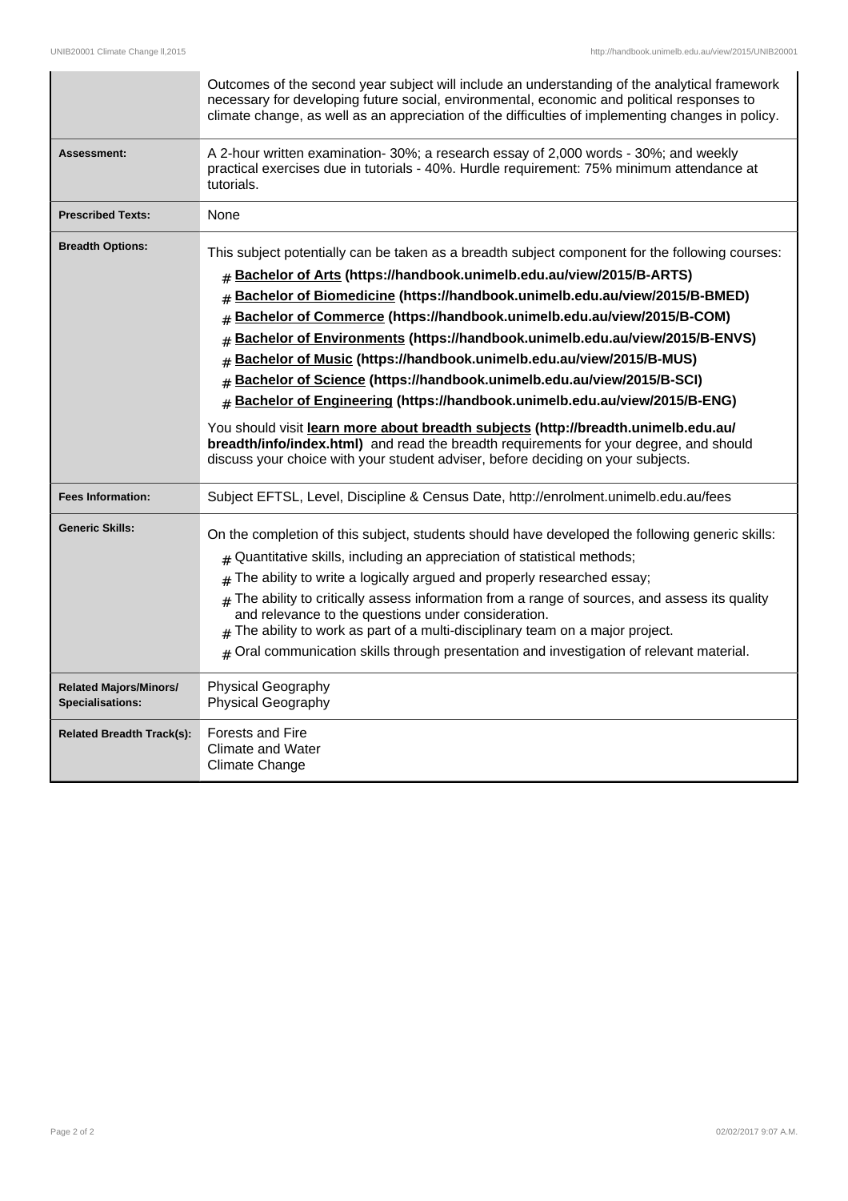| | |
|---|---|
| | Outcomes of the second year subject will include an understanding of the analytical framework necessary for developing future social, environmental, economic and political responses to climate change, as well as an appreciation of the difficulties of implementing changes in policy. |
| **Assessment:** | A 2-hour written examination- 30%; a research essay of 2,000 words - 30%; and weekly practical exercises due in tutorials - 40%. Hurdle requirement: 75% minimum attendance at tutorials. |
| **Prescribed Texts:** | None |
| **Breadth Options:** | This subject potentially can be taken as a breadth subject component for the following courses:<br># **Bachelor of Arts (https://handbook.unimelb.edu.au/view/2015/B-ARTS)**<br># **Bachelor of Biomedicine (https://handbook.unimelb.edu.au/view/2015/B-BMED)**<br># **Bachelor of Commerce (https://handbook.unimelb.edu.au/view/2015/B-COM)**<br># **Bachelor of Environments (https://handbook.unimelb.edu.au/view/2015/B-ENVS)**<br># **Bachelor of Music (https://handbook.unimelb.edu.au/view/2015/B-MUS)**<br># **Bachelor of Science (https://handbook.unimelb.edu.au/view/2015/B-SCI)**<br># **Bachelor of Engineering (https://handbook.unimelb.edu.au/view/2015/B-ENG)**<br>You should visit **learn more about breadth subjects (http://breadth.unimelb.edu.au/breadth/info/index.html)** and read the breadth requirements for your degree, and should discuss your choice with your student adviser, before deciding on your subjects. |
| **Fees Information:** | Subject EFTSL, Level, Discipline & Census Date, http://enrolment.unimelb.edu.au/fees |
| **Generic Skills:** | On the completion of this subject, students should have developed the following generic skills:<br># Quantitative skills, including an appreciation of statistical methods;<br># The ability to write a logically argued and properly researched essay;<br># The ability to critically assess information from a range of sources, and assess its quality and relevance to the questions under consideration.<br># The ability to work as part of a multi-disciplinary team on a major project.<br># Oral communication skills through presentation and investigation of relevant material. |
| **Related Majors/Minors/ Specialisations:** | Physical Geography<br>Physical Geography |
| **Related Breadth Track(s):** | Forests and Fire<br>Climate and Water<br>Climate Change |